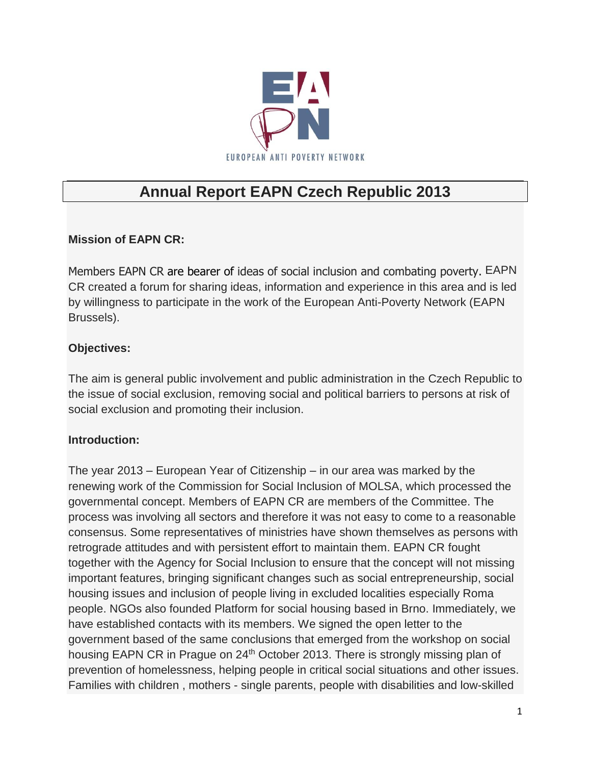EUROPEAN ANTI POVERTY NETWORK

# Annual Report EAPN Czech Republic 2013

**Mission of EAPN CR:**

Members EAPN CR are bearer of ideas of social inclusion and combating poverty. EAPN CR created a forum for sharing ideas, information and experience in this area and is led by willingness to participate in the work of the European Anti-Poverty Network (EAPN Brussels).

**Objectives:**

The aim is general public involvement and public administration in the Czech Republic to the issue of social exclusion, removing social and political barriers to persons at risk of social exclusion and promoting their inclusion.

**Introduction:**

The year 2013 – European Year of Citizenship – in our area was marked by the renewing work of the Commission for Social Inclusion of MOLSA, which processed the governmental concept. Members of EAPN CR are members of the Committee. The process was involving all sectors and therefore it was not easy to come to a reasonable consensus. Some representatives of ministries have shown themselves as persons with retrograde attitudes and with persistent effort to maintain them. EAPN CR fought together with the Agency for Social Inclusion to ensure that the concept will not missing important features, bringing significant changes such as social entrepreneurship, social housing issues and inclusion of people living in excluded localities especially Roma people. NGOs also founded Platform for social housing based in Brno. Immediately, we have established contacts with its members. We signed the open letter to the government based of the same conclusions that emerged from the workshop on social housing EAPN CR in Prague on 24th October 2013. There is strongly missing plan of prevention of homelessness, helping people in critical social situations and other issues. Families with children , mothers - single parents, people with disabilities and low-skilled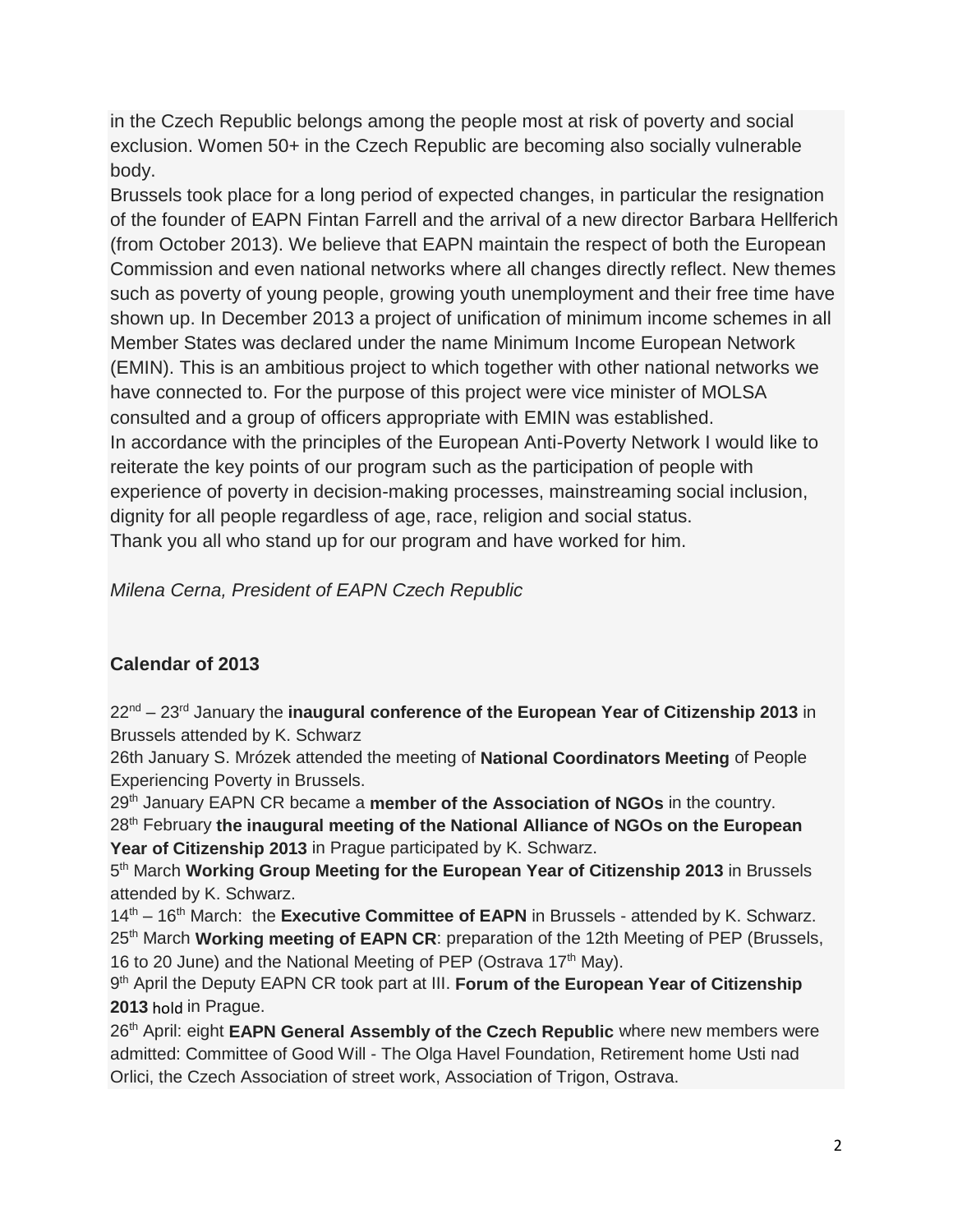in the Czech Republic belongs among the people most at risk of poverty and social exclusion. Women 50+ in the Czech Republic are becoming also socially vulnerable body.

Brussels took place for a long period of expected changes, in particular the resignation of the founder of EAPN Fintan Farrell and the arrival of a new director Barbara Hellferich (from October 2013). We believe that EAPN maintain the respect of both the European Commission and even national networks where all changes directly reflect. New themes such as poverty of young people, growing youth unemployment and their free time have shown up. In December 2013 a project of unification of minimum income schemes in all Member States was declared under the name Minimum Income European Network (EMIN). This is an ambitious project to which together with other national networks we have connected to. For the purpose of this project were vice minister of MOLSA consulted and a group of officers appropriate with EMIN was established.

In accordance with the principles of the European Anti-Poverty Network I would like to reiterate the key points of our program such as the participation of people with experience of poverty in decision-making processes, mainstreaming social inclusion, dignity for all people regardless of age, race, religion and social status.

Thank you all who stand up for our program and have worked for him.

*Milena Cerna, President of EAPN Czech Republic*

## Calendar of 2013

22nd – 23rd January the **inaugural conference of the European Year of Citizenship 2013** in Brussels attended by K. Schwarz

26th January S. Mrózek attended the meeting of **National Coordinators Meeting** of People Experiencing Poverty in Brussels.

29th January EAPN CR became a **member of the Association of NGOs** in the country.

28th February **the inaugural meeting of the National Alliance of NGOs on the European Year of Citizenship 2013** in Prague participated by K. Schwarz.

5th March **Working Group Meeting for the European Year of Citizenship 2013** in Brussels attended by K. Schwarz.

14th – 16th March: the **Executive Committee of EAPN** in Brussels - attended by K. Schwarz.

25th March **Working meeting of EAPN CR**: preparation of the 12th Meeting of PEP (Brussels, 16 to 20 June) and the National Meeting of PEP (Ostrava 17th May).

9th April the Deputy EAPN CR took part at III. **Forum of the European Year of Citizenship 2013** hold in Prague.

26th April: eight **EAPN General Assembly of the Czech Republic** where new members were admitted: Committee of Good Will - The Olga Havel Foundation, Retirement home Usti nad Orlici, the Czech Association of street work, Association of Trigon, Ostrava.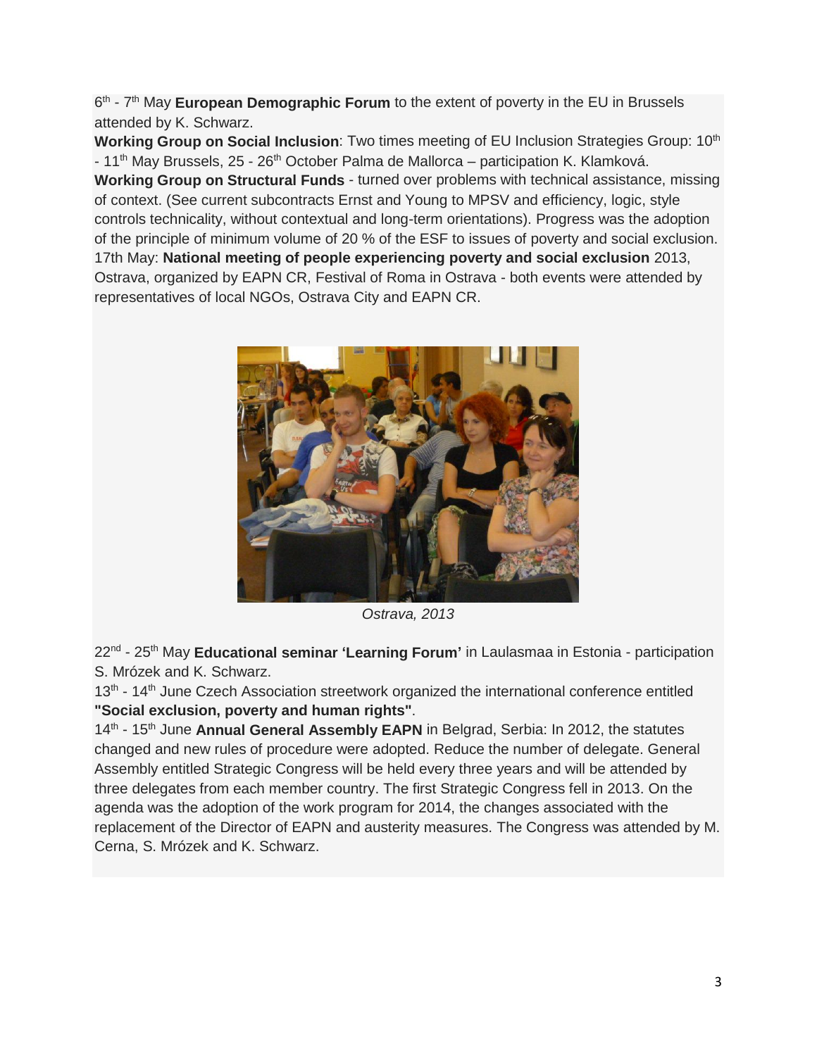6th - 7th May **European Demographic Forum** to the extent of poverty in the EU in Brussels attended by K. Schwarz.

**Working Group on Social Inclusion**: Two times meeting of EU Inclusion Strategies Group: 10th - 11th May Brussels, 25 - 26th October Palma de Mallorca – participation K. Klamková.

**Working Group on Structural Funds** - turned over problems with technical assistance, missing of context. (See current subcontracts Ernst and Young to MPSV and efficiency, logic, style controls technicality, without contextual and long-term orientations). Progress was the adoption of the principle of minimum volume of 20 % of the ESF to issues of poverty and social exclusion.

17th May: **National meeting of people experiencing poverty and social exclusion** 2013, Ostrava, organized by EAPN CR, Festival of Roma in Ostrava - both events were attended by representatives of local NGOs, Ostrava City and EAPN CR.

*Ostrava, 2013*

22nd - 25th May **Educational seminar 'Learning Forum'** in Laulasmaa in Estonia - participation S. Mrózek and K. Schwarz.

13th - 14th June Czech Association streetwork organized the international conference entitled **"Social exclusion, poverty and human rights"**.

14th - 15th June **Annual General Assembly EAPN** in Belgrad, Serbia: In 2012, the statutes changed and new rules of procedure were adopted. Reduce the number of delegate. General Assembly entitled Strategic Congress will be held every three years and will be attended by three delegates from each member country. The first Strategic Congress fell in 2013. On the agenda was the adoption of the work program for 2014, the changes associated with the replacement of the Director of EAPN and austerity measures. The Congress was attended by M. Cerna, S. Mrózek and K. Schwarz.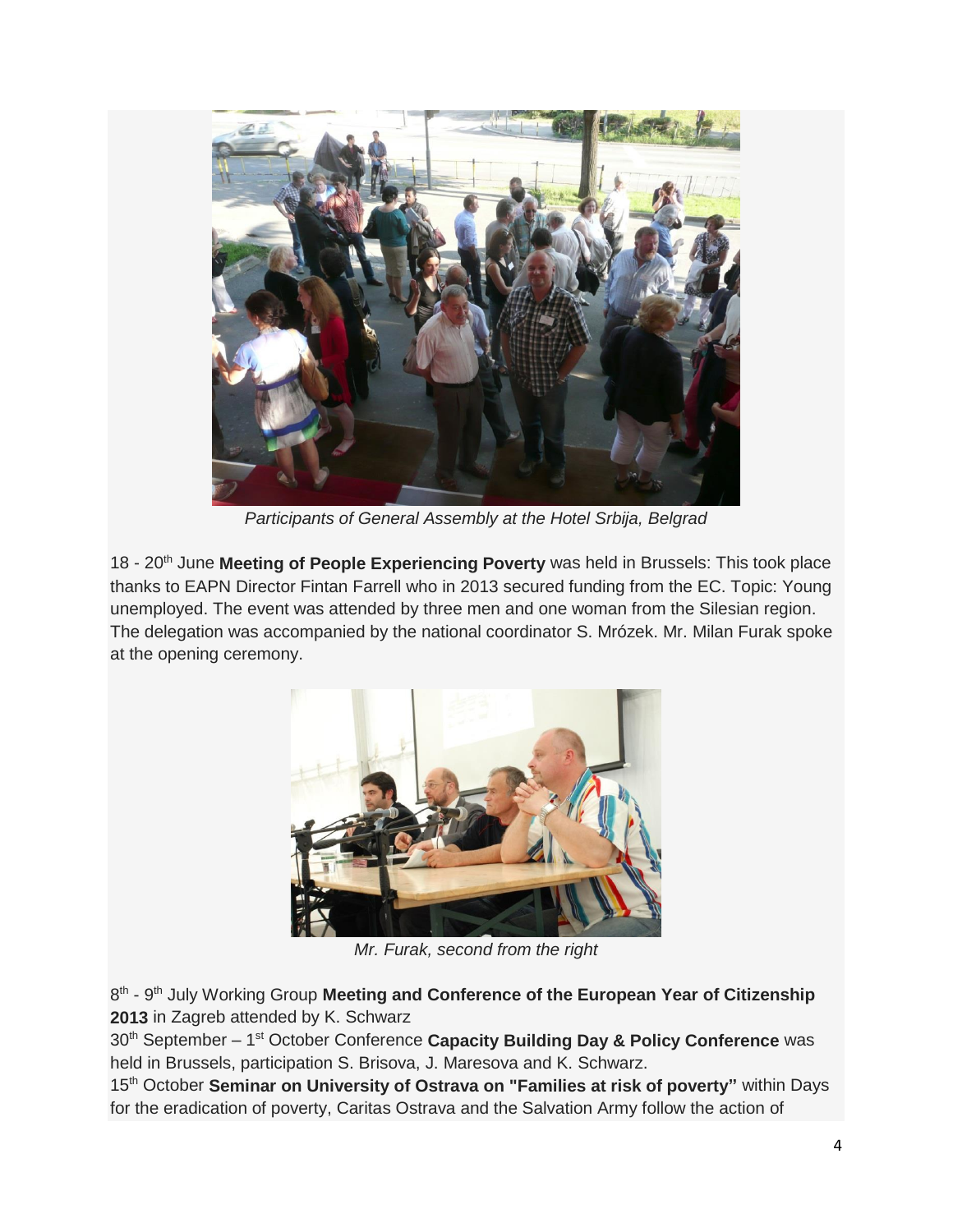*Participants of General Assembly at the Hotel Srbija, Belgrad*

18 - 20th June **Meeting of People Experiencing Poverty** was held in Brussels: This took place thanks to EAPN Director Fintan Farrell who in 2013 secured funding from the EC. Topic: Young unemployed. The event was attended by three men and one woman from the Silesian region. The delegation was accompanied by the national coordinator S. Mrózek. Mr. Milan Furak spoke at the opening ceremony.

*Mr. Furak, second from the right*

8th - 9th July Working Group **Meeting and Conference of the European Year of Citizenship 2013** in Zagreb attended by K. Schwarz

30th September – 1st October Conference **Capacity Building Day & Policy Conference** was held in Brussels, participation S. Brisova, J. Maresova and K. Schwarz.

15th October **Seminar on University of Ostrava on "Families at risk of poverty"** within Days for the eradication of poverty, Caritas Ostrava and the Salvation Army follow the action of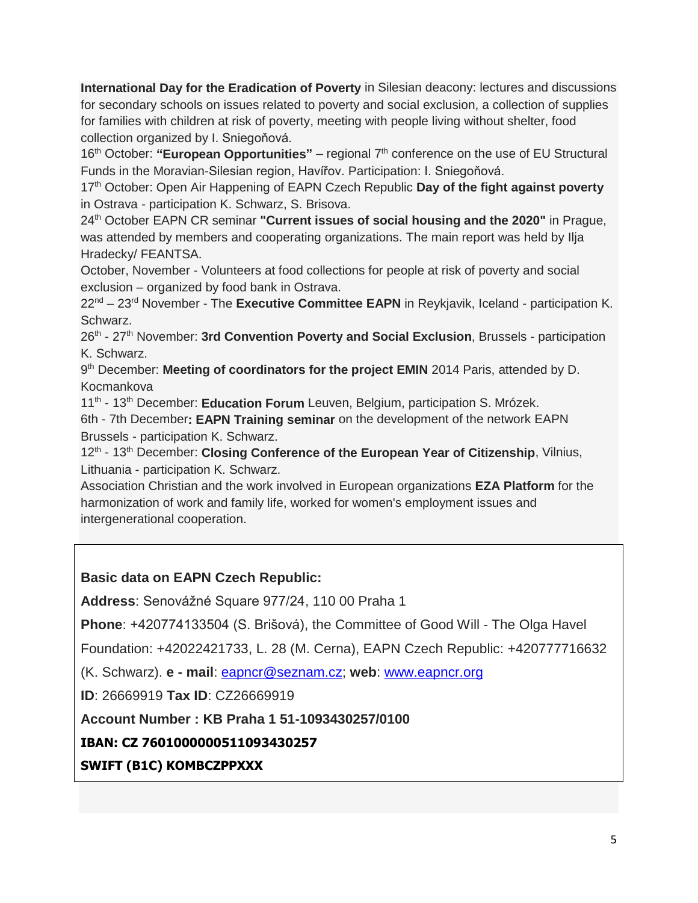**International Day for the Eradication of Poverty** in Silesian deacony: lectures and discussions for secondary schools on issues related to poverty and social exclusion, a collection of supplies for families with children at risk of poverty, meeting with people living without shelter, food collection organized by I. Sniegoňová.

16th October: **"European Opportunities"** – regional 7th conference on the use of EU Structural Funds in the Moravian-Silesian region, Havířov. Participation: I. Sniegoňová.

17th October: Open Air Happening of EAPN Czech Republic **Day of the fight against poverty** in Ostrava - participation K. Schwarz, S. Brisova.

24th October EAPN CR seminar **"Current issues of social housing and the 2020"** in Prague, was attended by members and cooperating organizations. The main report was held by Ilja Hradecky/ FEANTSA.

October, November - Volunteers at food collections for people at risk of poverty and social exclusion – organized by food bank in Ostrava.

22nd – 23rd November - The **Executive Committee EAPN** in Reykjavik, Iceland - participation K. Schwarz.

26th - 27th November: **3rd Convention Poverty and Social Exclusion**, Brussels - participation K. Schwarz.

9th December: **Meeting of coordinators for the project EMIN** 2014 Paris, attended by D. Kocmankova

11th - 13th December: **Education Forum** Leuven, Belgium, participation S. Mrózek.

6th - 7th December**: EAPN Training seminar** on the development of the network EAPN Brussels - participation K. Schwarz.

12th - 13th December: **Closing Conference of the European Year of Citizenship**, Vilnius, Lithuania - participation K. Schwarz.

Association Christian and the work involved in European organizations **EZA Platform** for the harmonization of work and family life, worked for women's employment issues and intergenerational cooperation.

**Basic data on EAPN Czech Republic:**

**Address**: Senovážné Square 977/24, 110 00 Praha 1

**Phone**: +420774133504 (S. Brišová), the Committee of Good Will - The Olga Havel Foundation: +42022421733, L. 28 (M. Cerna), EAPN Czech Republic: +420777716632 (K. Schwarz). **e - mail**: eapncr@seznam.cz; **web**: www.eapncr.org

**ID**: 26669919 **Tax ID**: CZ26669919

**Account Number : KB Praha 1 51-1093430257/0100**

**IBAN: CZ 7601000000511093430257**

**SWIFT (B1C) KOMBCZPPXXX**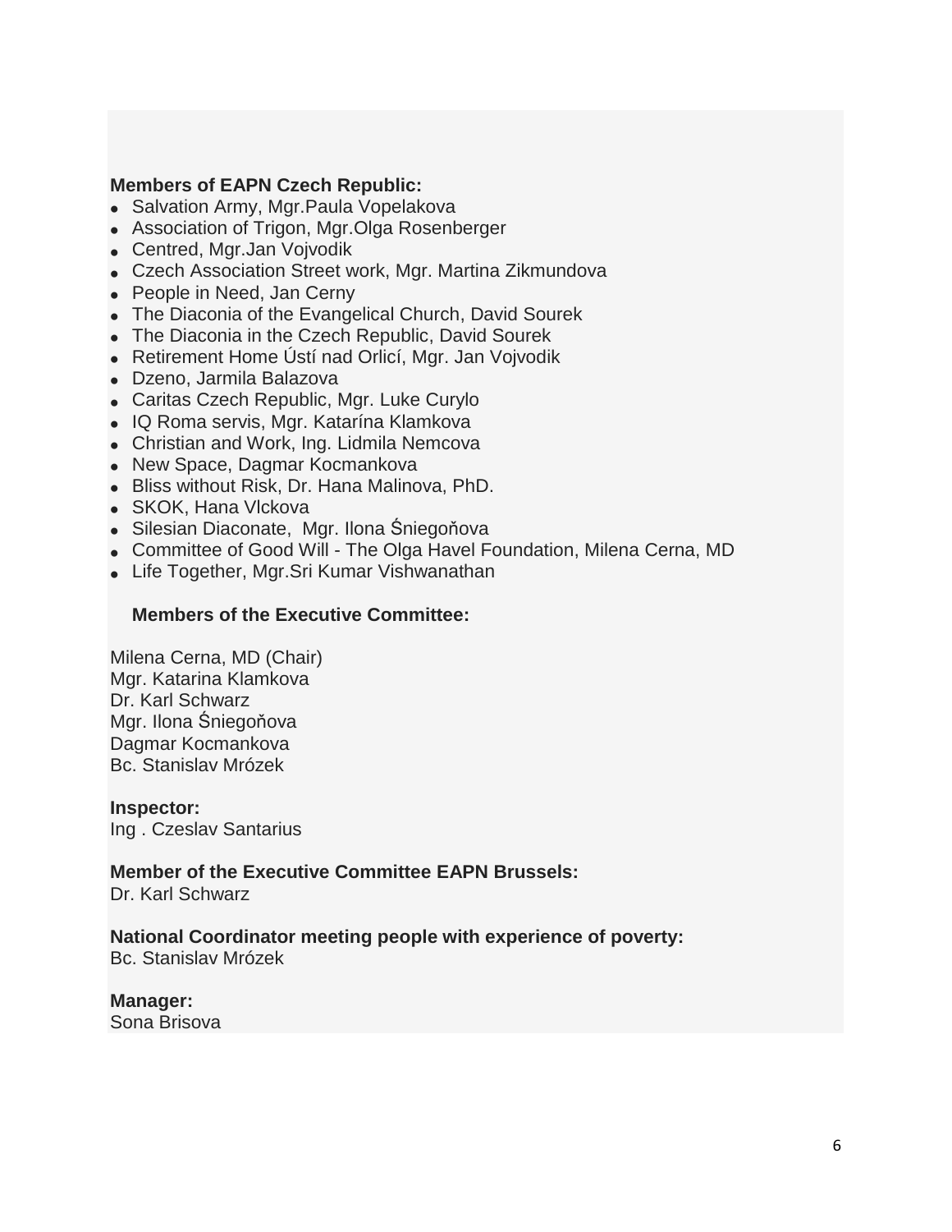**Members of EAPN Czech Republic:**

- Salvation Army, Mgr.Paula Vopelakova
- Association of Trigon, Mgr.Olga Rosenberger
- Centred, Mgr.Jan Vojvodik
- Czech Association Street work, Mgr. Martina Zikmundova
- People in Need, Jan Cerny
- The Diaconia of the Evangelical Church, David Sourek
- The Diaconia in the Czech Republic, David Sourek
- Retirement Home Ústí nad Orlicí, Mgr. Jan Vojvodik
- Dzeno, Jarmila Balazova
- Caritas Czech Republic, Mgr. Luke Curylo
- IQ Roma servis, Mgr. Katarína Klamkova
- Christian and Work, Ing. Lidmila Nemcova
- New Space, Dagmar Kocmankova
- Bliss without Risk, Dr. Hana Malinova, PhD.
- SKOK, Hana Vlckova
- Silesian Diaconate, Mgr. Ilona Śniegoňova
- Committee of Good Will - The Olga Havel Foundation, Milena Cerna, MD
- Life Together, Mgr.Sri Kumar Vishwanathan

**Members of the Executive Committee:**

Milena Cerna, MD (Chair)
Mgr. Katarina Klamkova
Dr. Karl Schwarz
Mgr. Ilona Śniegoňova
Dagmar Kocmankova
Bc. Stanislav Mrózek

**Inspector:**
Ing . Czeslav Santarius

**Member of the Executive Committee EAPN Brussels:**
Dr. Karl Schwarz

**National Coordinator meeting people with experience of poverty:**
Bc. Stanislav Mrózek

**Manager:**
Sona Brisova